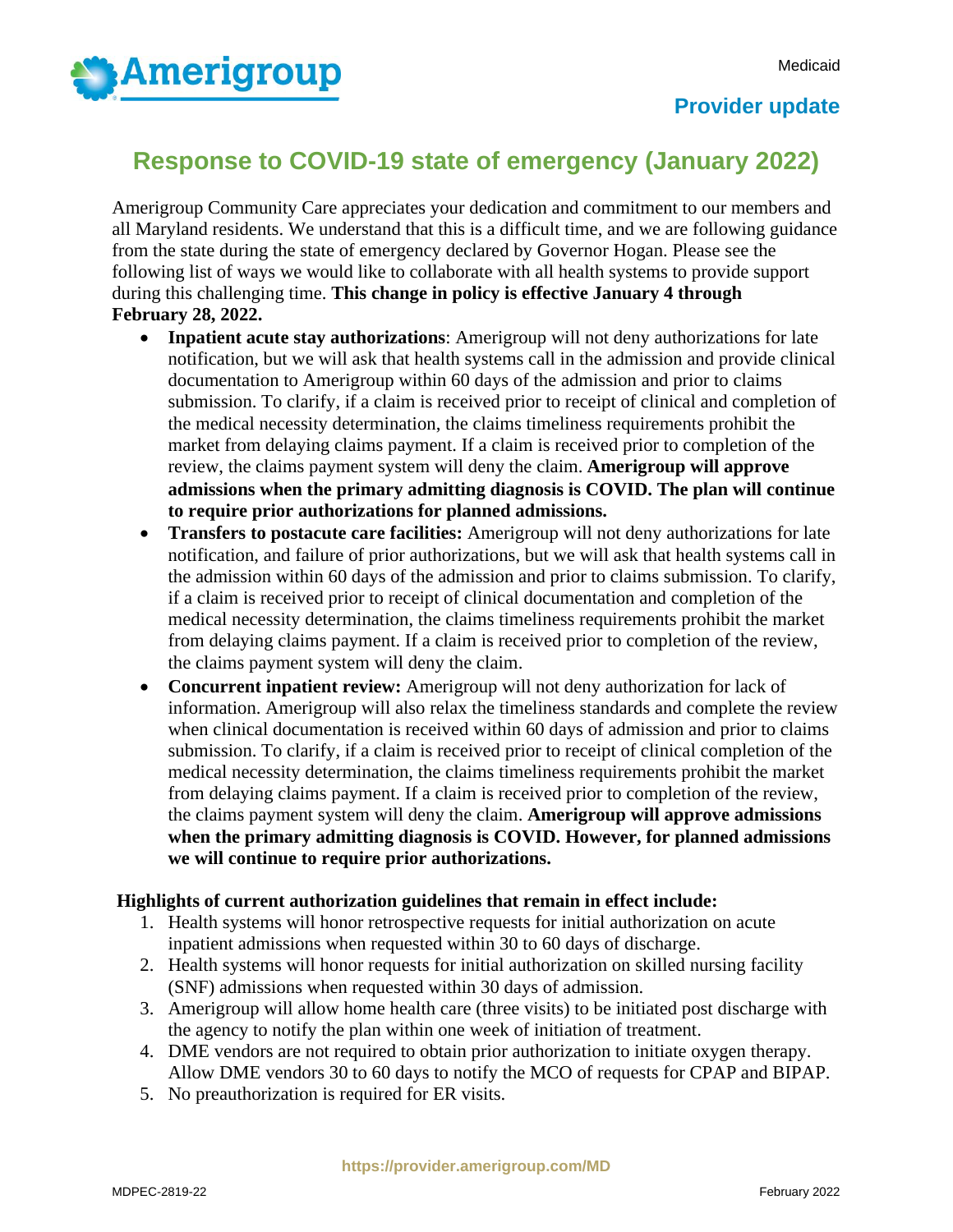Medicaid

**Provider update**

# Response to COVID-19 state of emergency (January 2022)

Amerigroup Community Care appreciates your dedication and commitment to our members and all Maryland residents. We understand that this is a difficult time, and we are following guidance from the state during the state of emergency declared by Governor Hogan. Please see the following list of ways we would like to collaborate with all health systems to provide support during this challenging time. **This change in policy is effective January 4 through February 28, 2022.**

- **Inpatient acute stay authorizations**: Amerigroup will not deny authorizations for late notification, but we will ask that health systems call in the admission and provide clinical documentation to Amerigroup within 60 days of the admission and prior to claims submission. To clarify, if a claim is received prior to receipt of clinical and completion of the medical necessity determination, the claims timeliness requirements prohibit the market from delaying claims payment. If a claim is received prior to completion of the review, the claims payment system will deny the claim. **Amerigroup will approve admissions when the primary admitting diagnosis is COVID. The plan will continue to require prior authorizations for planned admissions.**
- **Transfers to postacute care facilities:** Amerigroup will not deny authorizations for late notification, and failure of prior authorizations, but we will ask that health systems call in the admission within 60 days of the admission and prior to claims submission. To clarify, if a claim is received prior to receipt of clinical documentation and completion of the medical necessity determination, the claims timeliness requirements prohibit the market from delaying claims payment. If a claim is received prior to completion of the review, the claims payment system will deny the claim.
- **Concurrent inpatient review:** Amerigroup will not deny authorization for lack of information. Amerigroup will also relax the timeliness standards and complete the review when clinical documentation is received within 60 days of admission and prior to claims submission. To clarify, if a claim is received prior to receipt of clinical completion of the medical necessity determination, the claims timeliness requirements prohibit the market from delaying claims payment. If a claim is received prior to completion of the review, the claims payment system will deny the claim. **Amerigroup will approve admissions when the primary admitting diagnosis is COVID. However, for planned admissions we will continue to require prior authorizations.**

**Highlights of current authorization guidelines that remain in effect include:**

1. Health systems will honor retrospective requests for initial authorization on acute inpatient admissions when requested within 30 to 60 days of discharge.
2. Health systems will honor requests for initial authorization on skilled nursing facility (SNF) admissions when requested within 30 days of admission.
3. Amerigroup will allow home health care (three visits) to be initiated post discharge with the agency to notify the plan within one week of initiation of treatment.
4. DME vendors are not required to obtain prior authorization to initiate oxygen therapy. Allow DME vendors 30 to 60 days to notify the MCO of requests for CPAP and BIPAP.
5. No preauthorization is required for ER visits.

https://provider.amerigroup.com/MD

MDPEC-2819-22 February 2022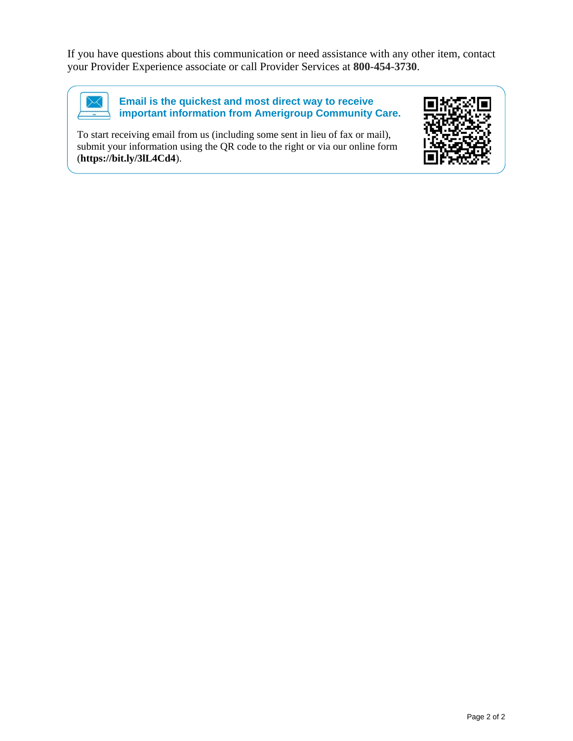If you have questions about this communication or need assistance with any other item, contact your Provider Experience associate or call Provider Services at **800-454-3730**.

**Email is the quickest and most direct way to receive important information from Amerigroup Community Care.**

To start receiving email from us (including some sent in lieu of fax or mail), submit your information using the QR code to the right or via our online form (**https://bit.ly/3lL4Cd4**).